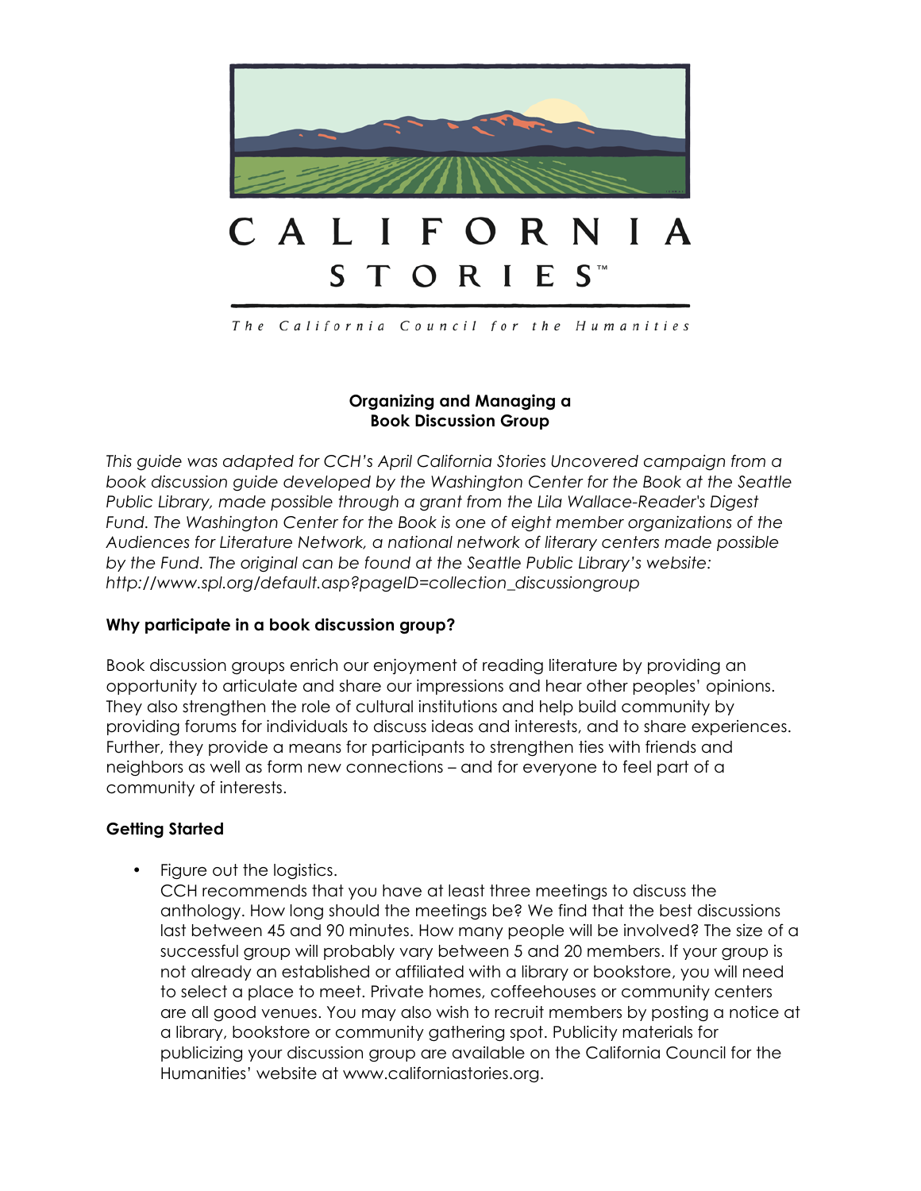# CALIFORNIA STORIES™

The California Council for the Humanities

## Organizing and Managing a Book Discussion Group

*This guide was adapted for CCH's April California Stories Uncovered campaign from a book discussion guide developed by the Washington Center for the Book at the Seattle Public Library, made possible through a grant from the Lila Wallace-Reader's Digest Fund. The Washington Center for the Book is one of eight member organizations of the Audiences for Literature Network, a national network of literary centers made possible by the Fund. The original can be found at the Seattle Public Library's website: http://www.spl.org/default.asp?pageID=collection_discussiongroup*

### Why participate in a book discussion group?

Book discussion groups enrich our enjoyment of reading literature by providing an opportunity to articulate and share our impressions and hear other peoples' opinions. They also strengthen the role of cultural institutions and help build community by providing forums for individuals to discuss ideas and interests, and to share experiences. Further, they provide a means for participants to strengthen ties with friends and neighbors as well as form new connections – and for everyone to feel part of a community of interests.

### Getting Started

- Figure out the logistics.
  CCH recommends that you have at least three meetings to discuss the anthology. How long should the meetings be? We find that the best discussions last between 45 and 90 minutes. How many people will be involved? The size of a successful group will probably vary between 5 and 20 members. If your group is not already an established or affiliated with a library or bookstore, you will need to select a place to meet. Private homes, coffeehouses or community centers are all good venues. You may also wish to recruit members by posting a notice at a library, bookstore or community gathering spot. Publicity materials for publicizing your discussion group are available on the California Council for the Humanities' website at www.californiastories.org.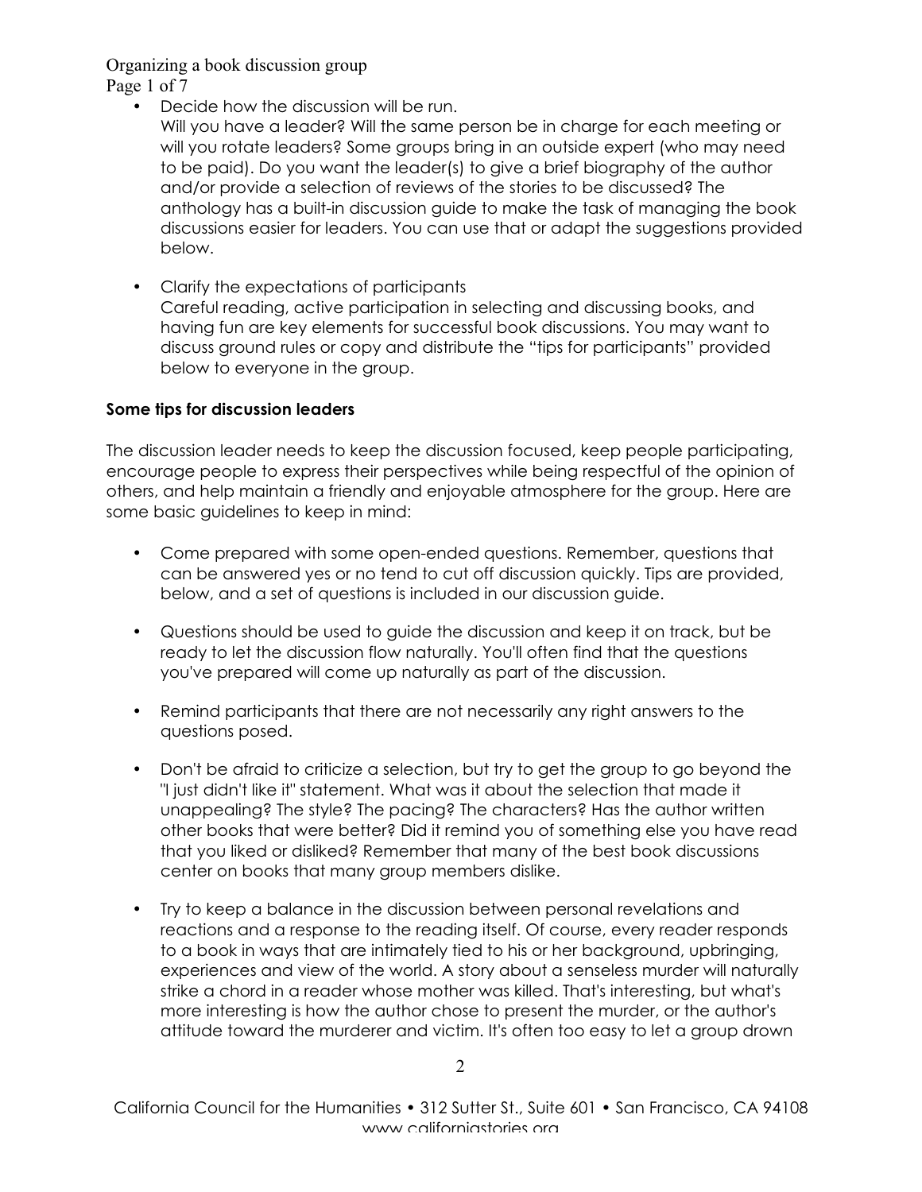- Decide how the discussion will be run.
  Will you have a leader? Will the same person be in charge for each meeting or will you rotate leaders? Some groups bring in an outside expert (who may need to be paid). Do you want the leader(s) to give a brief biography of the author and/or provide a selection of reviews of the stories to be discussed? The anthology has a built-in discussion guide to make the task of managing the book discussions easier for leaders. You can use that or adapt the suggestions provided below.

- Clarify the expectations of participants
  Careful reading, active participation in selecting and discussing books, and having fun are key elements for successful book discussions. You may want to discuss ground rules or copy and distribute the "tips for participants" provided below to everyone in the group.

**Some tips for discussion leaders**

The discussion leader needs to keep the discussion focused, keep people participating, encourage people to express their perspectives while being respectful of the opinion of others, and help maintain a friendly and enjoyable atmosphere for the group. Here are some basic guidelines to keep in mind:

- Come prepared with some open-ended questions. Remember, questions that can be answered yes or no tend to cut off discussion quickly. Tips are provided, below, and a set of questions is included in our discussion guide.

- Questions should be used to guide the discussion and keep it on track, but be ready to let the discussion flow naturally. You'll often find that the questions you've prepared will come up naturally as part of the discussion.

- Remind participants that there are not necessarily any right answers to the questions posed.

- Don't be afraid to criticize a selection, but try to get the group to go beyond the "I just didn't like it" statement. What was it about the selection that made it unappealing? The style? The pacing? The characters? Has the author written other books that were better? Did it remind you of something else you have read that you liked or disliked? Remember that many of the best book discussions center on books that many group members dislike.

- Try to keep a balance in the discussion between personal revelations and reactions and a response to the reading itself. Of course, every reader responds to a book in ways that are intimately tied to his or her background, upbringing, experiences and view of the world. A story about a senseless murder will naturally strike a chord in a reader whose mother was killed. That's interesting, but what's more interesting is how the author chose to present the murder, or the author's attitude toward the murderer and victim. It's often too easy to let a group drown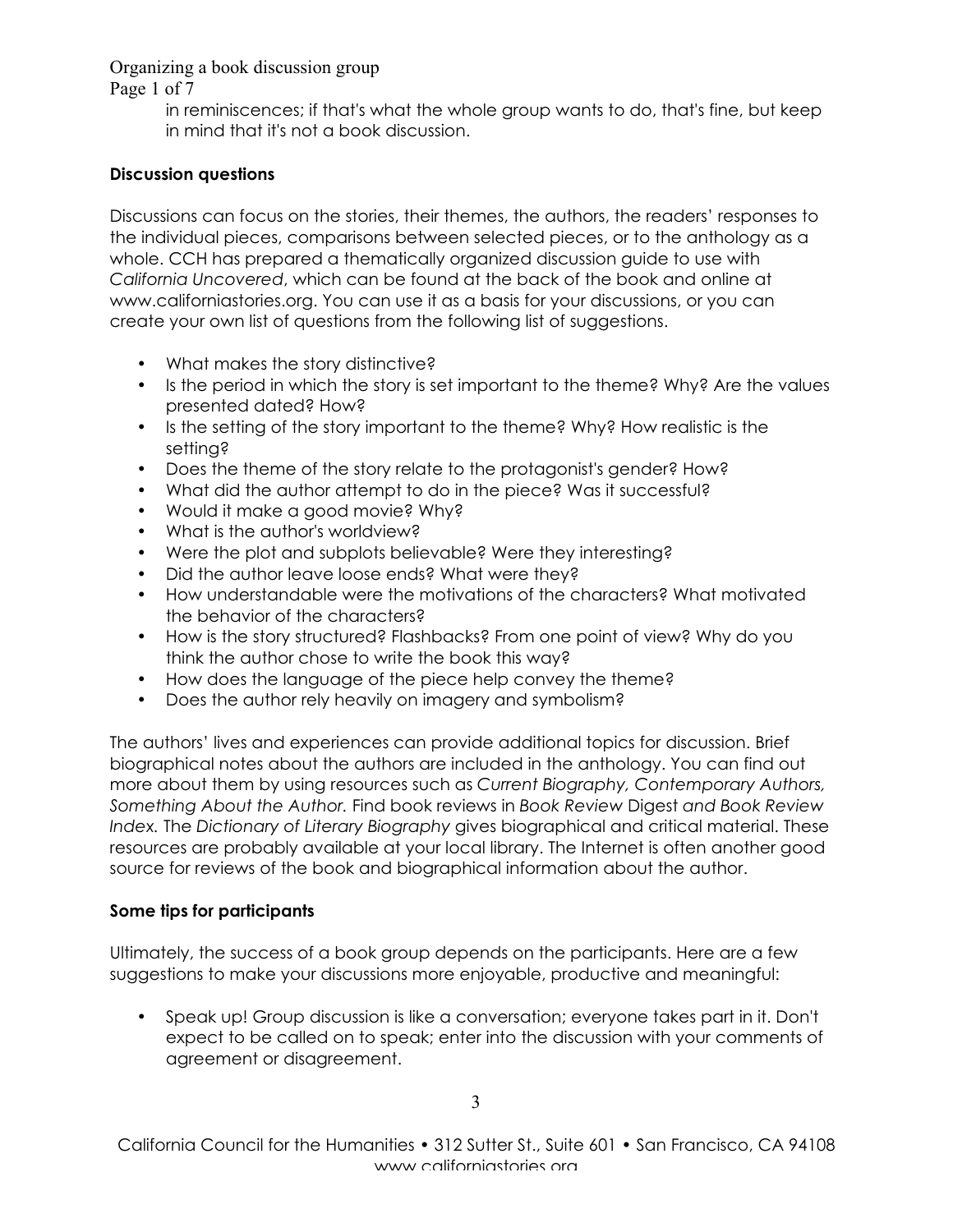in reminiscences; if that's what the whole group wants to do, that's fine, but keep in mind that it's not a book discussion.

**Discussion questions**

Discussions can focus on the stories, their themes, the authors, the readers' responses to the individual pieces, comparisons between selected pieces, or to the anthology as a whole. CCH has prepared a thematically organized discussion guide to use with *California Uncovered*, which can be found at the back of the book and online at www.californiastories.org. You can use it as a basis for your discussions, or you can create your own list of questions from the following list of suggestions.

- What makes the story distinctive?
- Is the period in which the story is set important to the theme? Why? Are the values presented dated? How?
- Is the setting of the story important to the theme? Why? How realistic is the setting?
- Does the theme of the story relate to the protagonist's gender? How?
- What did the author attempt to do in the piece? Was it successful?
- Would it make a good movie? Why?
- What is the author's worldview?
- Were the plot and subplots believable? Were they interesting?
- Did the author leave loose ends? What were they?
- How understandable were the motivations of the characters? What motivated the behavior of the characters?
- How is the story structured? Flashbacks? From one point of view? Why do you think the author chose to write the book this way?
- How does the language of the piece help convey the theme?
- Does the author rely heavily on imagery and symbolism?

The authors' lives and experiences can provide additional topics for discussion. Brief biographical notes about the authors are included in the anthology. You can find out more about them by using resources such as *Current Biography, Contemporary Authors, Something About the Author.* Find book reviews in *Book Review* Digest *and Book Review Index.* The *Dictionary of Literary Biography* gives biographical and critical material. These resources are probably available at your local library. The Internet is often another good source for reviews of the book and biographical information about the author.

**Some tips for participants**

Ultimately, the success of a book group depends on the participants. Here are a few suggestions to make your discussions more enjoyable, productive and meaningful:

- Speak up! Group discussion is like a conversation; everyone takes part in it. Don't expect to be called on to speak; enter into the discussion with your comments of agreement or disagreement.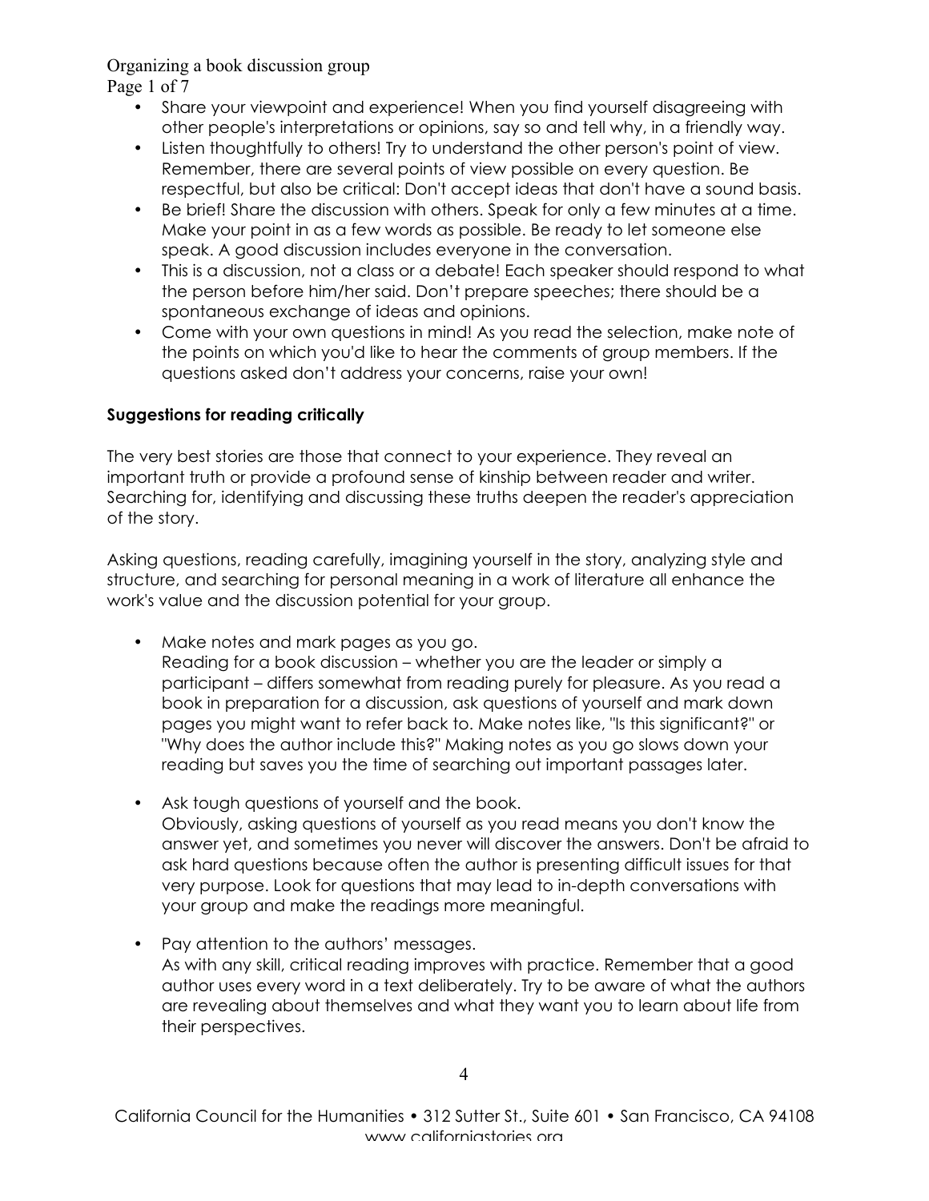- Share your viewpoint and experience! When you find yourself disagreeing with other people's interpretations or opinions, say so and tell why, in a friendly way.
- Listen thoughtfully to others! Try to understand the other person's point of view. Remember, there are several points of view possible on every question. Be respectful, but also be critical: Don't accept ideas that don't have a sound basis.
- Be brief! Share the discussion with others. Speak for only a few minutes at a time. Make your point in as a few words as possible. Be ready to let someone else speak. A good discussion includes everyone in the conversation.
- This is a discussion, not a class or a debate! Each speaker should respond to what the person before him/her said. Don't prepare speeches; there should be a spontaneous exchange of ideas and opinions.
- Come with your own questions in mind! As you read the selection, make note of the points on which you'd like to hear the comments of group members. If the questions asked don't address your concerns, raise your own!

**Suggestions for reading critically**

The very best stories are those that connect to your experience. They reveal an important truth or provide a profound sense of kinship between reader and writer. Searching for, identifying and discussing these truths deepen the reader's appreciation of the story.

Asking questions, reading carefully, imagining yourself in the story, analyzing style and structure, and searching for personal meaning in a work of literature all enhance the work's value and the discussion potential for your group.

- Make notes and mark pages as you go.
  Reading for a book discussion – whether you are the leader or simply a participant – differs somewhat from reading purely for pleasure. As you read a book in preparation for a discussion, ask questions of yourself and mark down pages you might want to refer back to. Make notes like, "Is this significant?" or "Why does the author include this?" Making notes as you go slows down your reading but saves you the time of searching out important passages later.

- Ask tough questions of yourself and the book.
  Obviously, asking questions of yourself as you read means you don't know the answer yet, and sometimes you never will discover the answers. Don't be afraid to ask hard questions because often the author is presenting difficult issues for that very purpose. Look for questions that may lead to in-depth conversations with your group and make the readings more meaningful.

- Pay attention to the authors' messages.
  As with any skill, critical reading improves with practice. Remember that a good author uses every word in a text deliberately. Try to be aware of what the authors are revealing about themselves and what they want you to learn about life from their perspectives.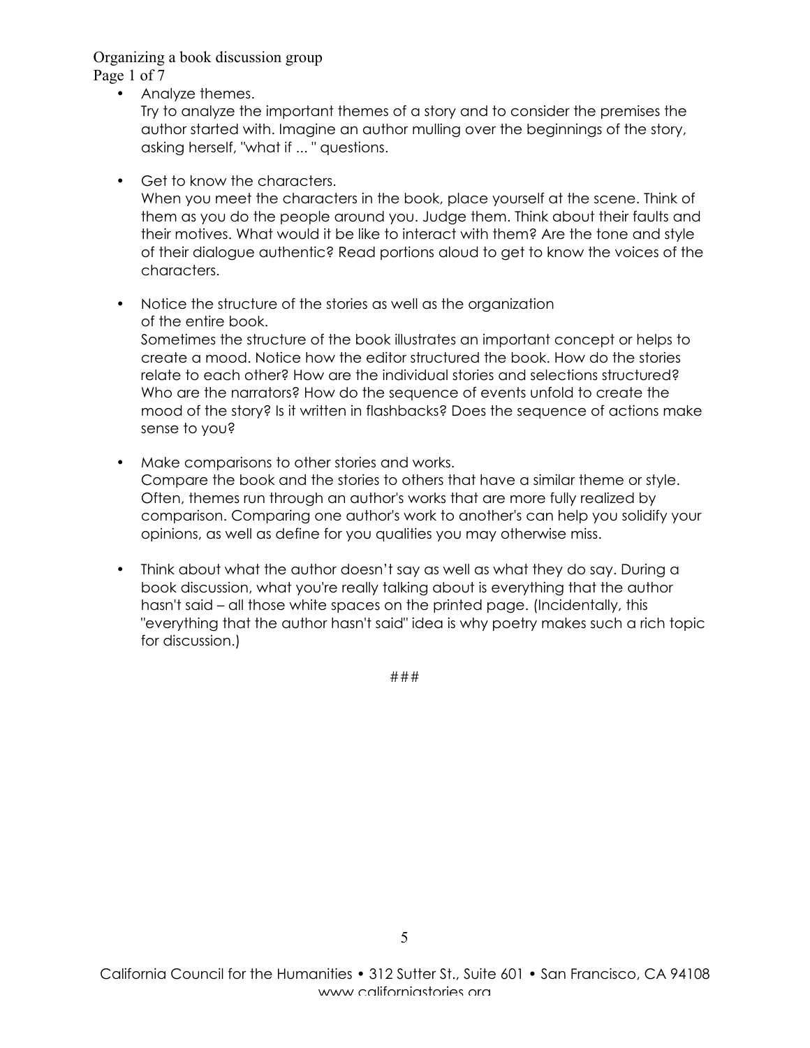- Analyze themes.
  Try to analyze the important themes of a story and to consider the premises the author started with. Imagine an author mulling over the beginnings of the story, asking herself, "what if ... " questions.

- Get to know the characters.
  When you meet the characters in the book, place yourself at the scene. Think of them as you do the people around you. Judge them. Think about their faults and their motives. What would it be like to interact with them? Are the tone and style of their dialogue authentic? Read portions aloud to get to know the voices of the characters.

- Notice the structure of the stories as well as the organization of the entire book.
  Sometimes the structure of the book illustrates an important concept or helps to create a mood. Notice how the editor structured the book. How do the stories relate to each other? How are the individual stories and selections structured? Who are the narrators? How do the sequence of events unfold to create the mood of the story? Is it written in flashbacks? Does the sequence of actions make sense to you?

- Make comparisons to other stories and works.
  Compare the book and the stories to others that have a similar theme or style. Often, themes run through an author's works that are more fully realized by comparison. Comparing one author's work to another's can help you solidify your opinions, as well as define for you qualities you may otherwise miss.

- Think about what the author doesn't say as well as what they do say. During a book discussion, what you're really talking about is everything that the author hasn't said – all those white spaces on the printed page. (Incidentally, this "everything that the author hasn't said" idea is why poetry makes such a rich topic for discussion.)

###